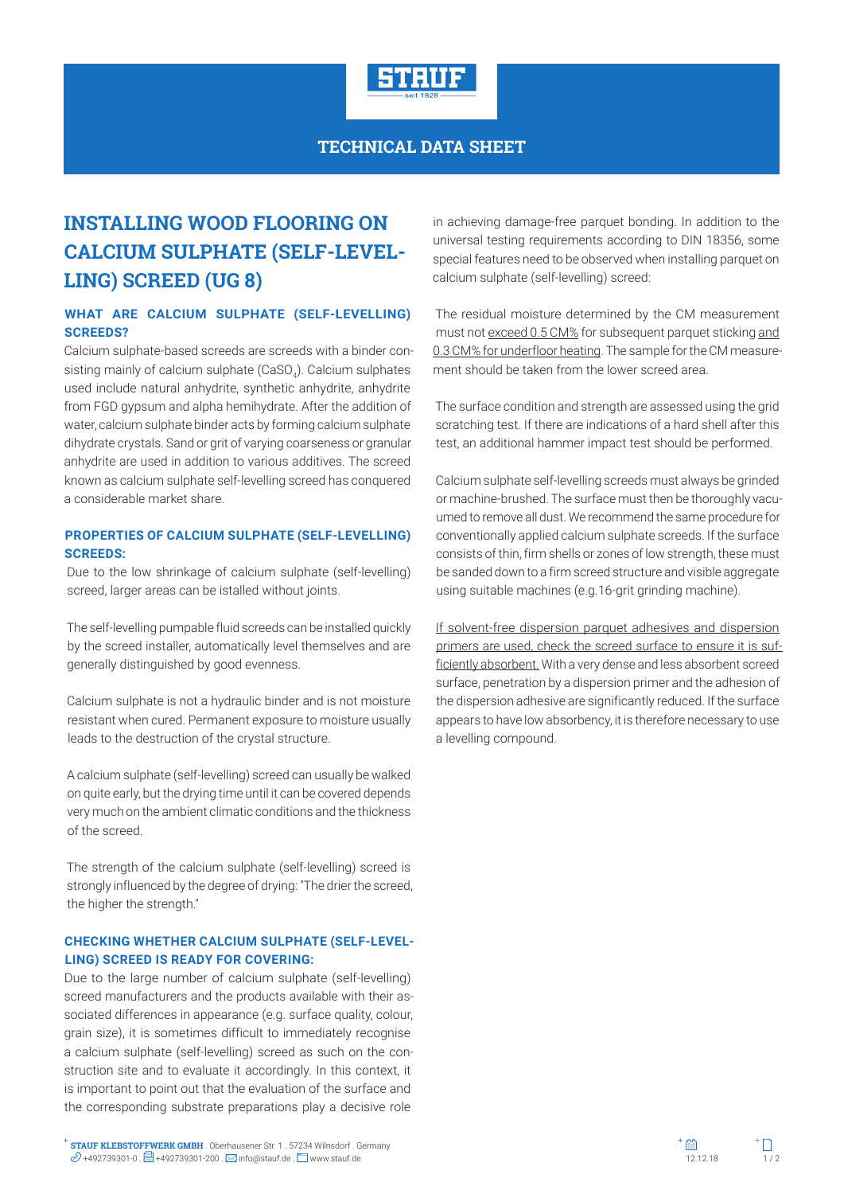STAUF

seit 1828

TECHNICAL DATA SHEET

# INSTALLING WOOD FLOORING ON CALCIUM SULPHATE (SELF-LEVELLING) SCREED (UG 8)

### WHAT ARE CALCIUM SULPHATE (SELF-LEVELLING) SCREEDS?

Calcium sulphate-based screeds are screeds with a binder consisting mainly of calcium sulphate ($CaSO_4$). Calcium sulphates used include natural anhydrite, synthetic anhydrite, anhydrite from FGD gypsum and alpha hemihydrate. After the addition of water, calcium sulphate binder acts by forming calcium sulphate dihydrate crystals. Sand or grit of varying coarseness or granular anhydrite are used in addition to various additives. The screed known as calcium sulphate self-levelling screed has conquered a considerable market share.

### PROPERTIES OF CALCIUM SULPHATE (SELF-LEVELLING) SCREEDS:

Due to the low shrinkage of calcium sulphate (self-levelling) screed, larger areas can be istalled without joints.

The self-levelling pumpable fluid screeds can be installed quickly by the screed installer, automatically level themselves and are generally distinguished by good evenness.

Calcium sulphate is not a hydraulic binder and is not moisture resistant when cured. Permanent exposure to moisture usually leads to the destruction of the crystal structure.

A calcium sulphate (self-levelling) screed can usually be walked on quite early, but the drying time until it can be covered depends very much on the ambient climatic conditions and the thickness of the screed.

The strength of the calcium sulphate (self-levelling) screed is strongly influenced by the degree of drying: "The drier the screed, the higher the strength."

### CHECKING WHETHER CALCIUM SULPHATE (SELF-LEVELLING) SCREED IS READY FOR COVERING:

Due to the large number of calcium sulphate (self-levelling) screed manufacturers and the products available with their associated differences in appearance (e.g. surface quality, colour, grain size), it is sometimes difficult to immediately recognise a calcium sulphate (self-levelling) screed as such on the construction site and to evaluate it accordingly. In this context, it is important to point out that the evaluation of the surface and the corresponding substrate preparations play a decisive role in achieving damage-free parquet bonding. In addition to the universal testing requirements according to DIN 18356, some special features need to be observed when installing parquet on calcium sulphate (self-levelling) screed:

The residual moisture determined by the CM measurement must not exceed 0.5 CM% for subsequent parquet sticking and 0.3 CM% for underfloor heating. The sample for the CM measurement should be taken from the lower screed area.

The surface condition and strength are assessed using the grid scratching test. If there are indications of a hard shell after this test, an additional hammer impact test should be performed.

Calcium sulphate self-levelling screeds must always be grinded or machine-brushed. The surface must then be thoroughly vacuumed to remove all dust. We recommend the same procedure for conventionally applied calcium sulphate screeds. If the surface consists of thin, firm shells or zones of low strength, these must be sanded down to a firm screed structure and visible aggregate using suitable machines (e.g.16-grit grinding machine).

If solvent-free dispersion parquet adhesives and dispersion primers are used, check the screed surface to ensure it is sufficiently absorbent. With a very dense and less absorbent screed surface, penetration by a dispersion primer and the adhesion of the dispersion adhesive are significantly reduced. If the surface appears to have low absorbency, it is therefore necessary to use a levelling compound.

**STAUF KLEBSTOFFWERK GMBH** . Oberhausener Str. 1 . 57234 Wilnsdorf . Germany
+492739301-0 . +492739301-200 . info@stauf.de . www.stauf.de

12.12.18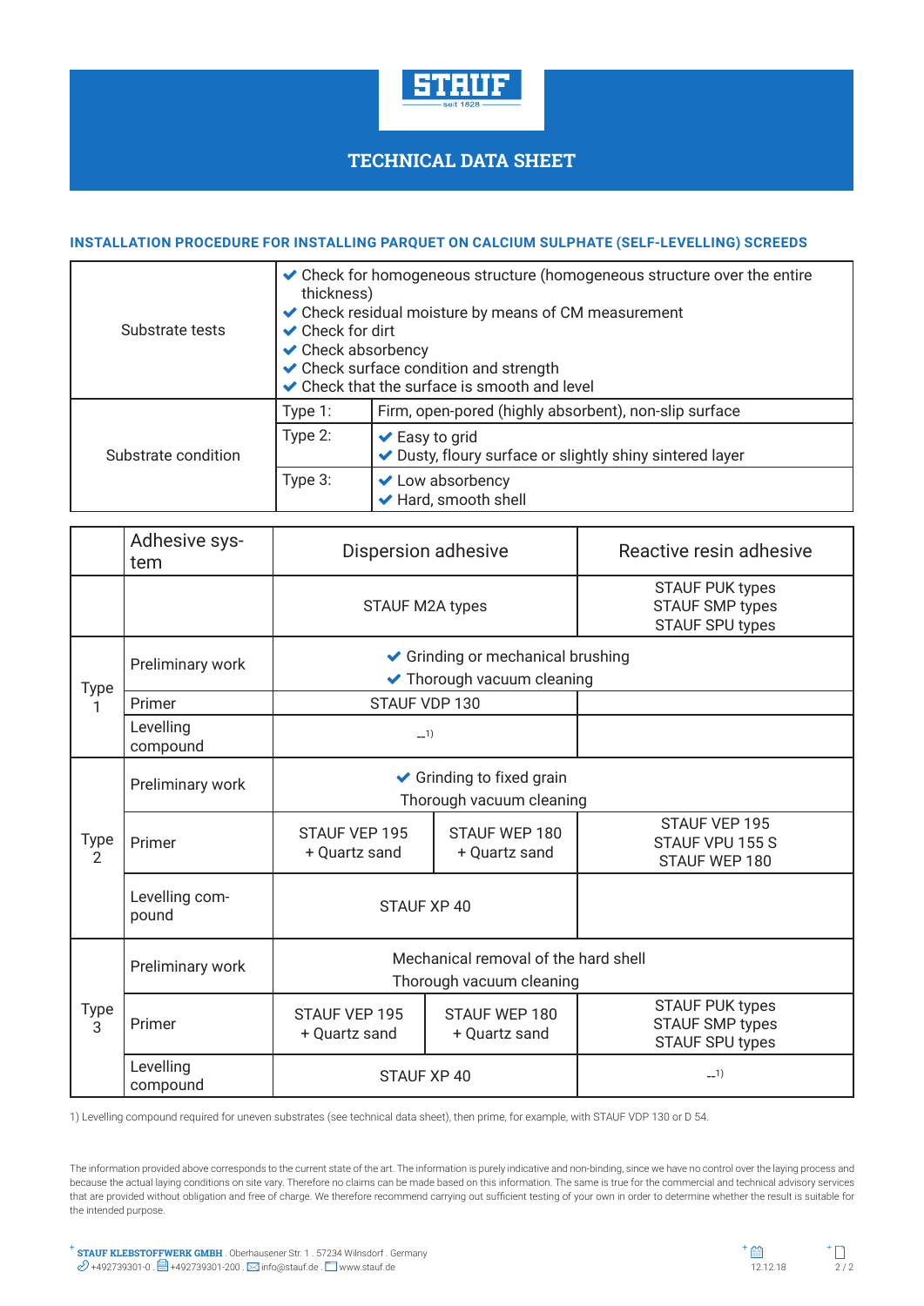# TECHNICAL DATA SHEET

### INSTALLATION PROCEDURE FOR INSTALLING PARQUET ON CALCIUM SULPHATE (SELF-LEVELLING) SCREEDS

| | | |
|---|---|---|
| Substrate tests | ✔ Check for homogeneous structure (homogeneous structure over the entire thickness)<br>✔ Check residual moisture by means of CM measurement<br>✔ Check for dirt<br>✔ Check absorbency<br>✔ Check surface condition and strength<br>✔ Check that the surface is smooth and level | |
| Substrate condition | Type 1: | Firm, open-pored (highly absorbent), non-slip surface |
| | Type 2: | ✔ Easy to grid<br>✔ Dusty, floury surface or slightly shiny sintered layer |
| | Type 3: | ✔ Low absorbency<br>✔ Hard, smooth shell |

| | Adhesive system | Dispersion adhesive | | Reactive resin adhesive |
|---|---|---|---|---|
| | | STAUF M2A types | | STAUF PUK types<br>STAUF SMP types<br>STAUF SPU types |
| Type 1 | Preliminary work | ✔ Grinding or mechanical brushing<br>✔ Thorough vacuum cleaning | | |
| | Primer | STAUF VDP 130 | | |
| | Levelling compound | --[1] | | |
| Type 2 | Preliminary work | ✔ Grinding to fixed grain<br>Thorough vacuum cleaning | | |
| | Primer | STAUF VEP 195 + Quartz sand | STAUF WEP 180 + Quartz sand | STAUF VEP 195<br>STAUF VPU 155 S<br>STAUF WEP 180 |
| | Levelling compound | STAUF XP 40 | | |
| Type 3 | Preliminary work | Mechanical removal of the hard shell<br>Thorough vacuum cleaning | | |
| | Primer | STAUF VEP 195 + Quartz sand | STAUF WEP 180 + Quartz sand | STAUF PUK types<br>STAUF SMP types<br>STAUF SPU types |
| | Levelling compound | STAUF XP 40 | | --[1] |

1) Levelling compound required for uneven substrates (see technical data sheet), then prime, for example, with STAUF VDP 130 or D 54.

The information provided above corresponds to the current state of the art. The information is purely indicative and non-binding, since we have no control over the laying process and because the actual laying conditions on site vary. Therefore no claims can be made based on this information. The same is true for the commercial and technical advisory services that are provided without obligation and free of charge. We therefore recommend carrying out sufficient testing of your own in order to determine whether the result is suitable for the intended purpose.

**STAUF KLEBSTOFFWERK GMBH** . Oberhausener Str. 1 . 57234 Wilnsdorf . Germany
+492739301-0 . +492739301-200 . info@stauf.de . www.stauf.de

12.12.18